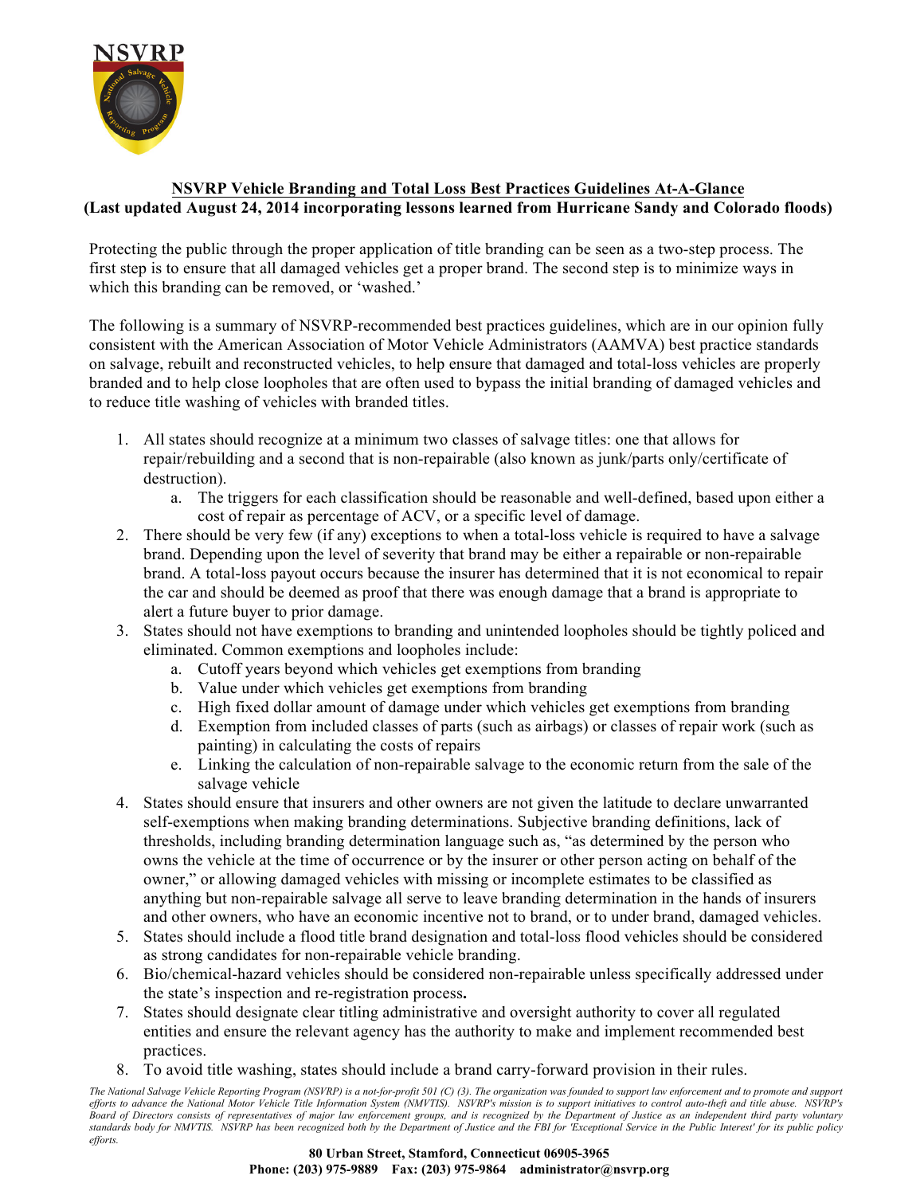# NSVRP Vehicle Branding and Total Loss Best Practices Guidelines At-A-Glance

**(Last updated August 24, 2014 incorporating lessons learned from Hurricane Sandy and Colorado floods)**

Protecting the public through the proper application of title branding can be seen as a two-step process. The first step is to ensure that all damaged vehicles get a proper brand. The second step is to minimize ways in which this branding can be removed, or 'washed.'

The following is a summary of NSVRP-recommended best practices guidelines, which are in our opinion fully consistent with the American Association of Motor Vehicle Administrators (AAMVA) best practice standards on salvage, rebuilt and reconstructed vehicles, to help ensure that damaged and total-loss vehicles are properly branded and to help close loopholes that are often used to bypass the initial branding of damaged vehicles and to reduce title washing of vehicles with branded titles.

1. All states should recognize at a minimum two classes of salvage titles: one that allows for repair/rebuilding and a second that is non-repairable (also known as junk/parts only/certificate of destruction).
    a. The triggers for each classification should be reasonable and well-defined, based upon either a cost of repair as percentage of ACV, or a specific level of damage.
2. There should be very few (if any) exceptions to when a total-loss vehicle is required to have a salvage brand. Depending upon the level of severity that brand may be either a repairable or non-repairable brand. A total-loss payout occurs because the insurer has determined that it is not economical to repair the car and should be deemed as proof that there was enough damage that a brand is appropriate to alert a future buyer to prior damage.
3. States should not have exemptions to branding and unintended loopholes should be tightly policed and eliminated. Common exemptions and loopholes include:
    a. Cutoff years beyond which vehicles get exemptions from branding
    b. Value under which vehicles get exemptions from branding
    c. High fixed dollar amount of damage under which vehicles get exemptions from branding
    d. Exemption from included classes of parts (such as airbags) or classes of repair work (such as painting) in calculating the costs of repairs
    e. Linking the calculation of non-repairable salvage to the economic return from the sale of the salvage vehicle
4. States should ensure that insurers and other owners are not given the latitude to declare unwarranted self-exemptions when making branding determinations. Subjective branding definitions, lack of thresholds, including branding determination language such as, "as determined by the person who owns the vehicle at the time of occurrence or by the insurer or other person acting on behalf of the owner," or allowing damaged vehicles with missing or incomplete estimates to be classified as anything but non-repairable salvage all serve to leave branding determination in the hands of insurers and other owners, who have an economic incentive not to brand, or to under brand, damaged vehicles.
5. States should include a flood title brand designation and total-loss flood vehicles should be considered as strong candidates for non-repairable vehicle branding.
6. Bio/chemical-hazard vehicles should be considered non-repairable unless specifically addressed under the state's inspection and re-registration process.
7. States should designate clear titling administrative and oversight authority to cover all regulated entities and ensure the relevant agency has the authority to make and implement recommended best practices.
8. To avoid title washing, states should include a brand carry-forward provision in their rules.

*The National Salvage Vehicle Reporting Program (NSVRP) is a not-for-profit 501 (C) (3). The organization was founded to support law enforcement and to promote and support efforts to advance the National Motor Vehicle Title Information System (NMVTIS). NSVRP's mission is to support initiatives to control auto-theft and title abuse. NSVRP's Board of Directors consists of representatives of major law enforcement groups, and is recognized by the Department of Justice as an independent third party voluntary standards body for NMVTIS. NSVRP has been recognized both by the Department of Justice and the FBI for 'Exceptional Service in the Public Interest' for its public policy efforts.*

**80 Urban Street, Stamford, Connecticut 06905-3965**
**Phone: (203) 975-9889 Fax: (203) 975-9864 administrator@nsvrp.org**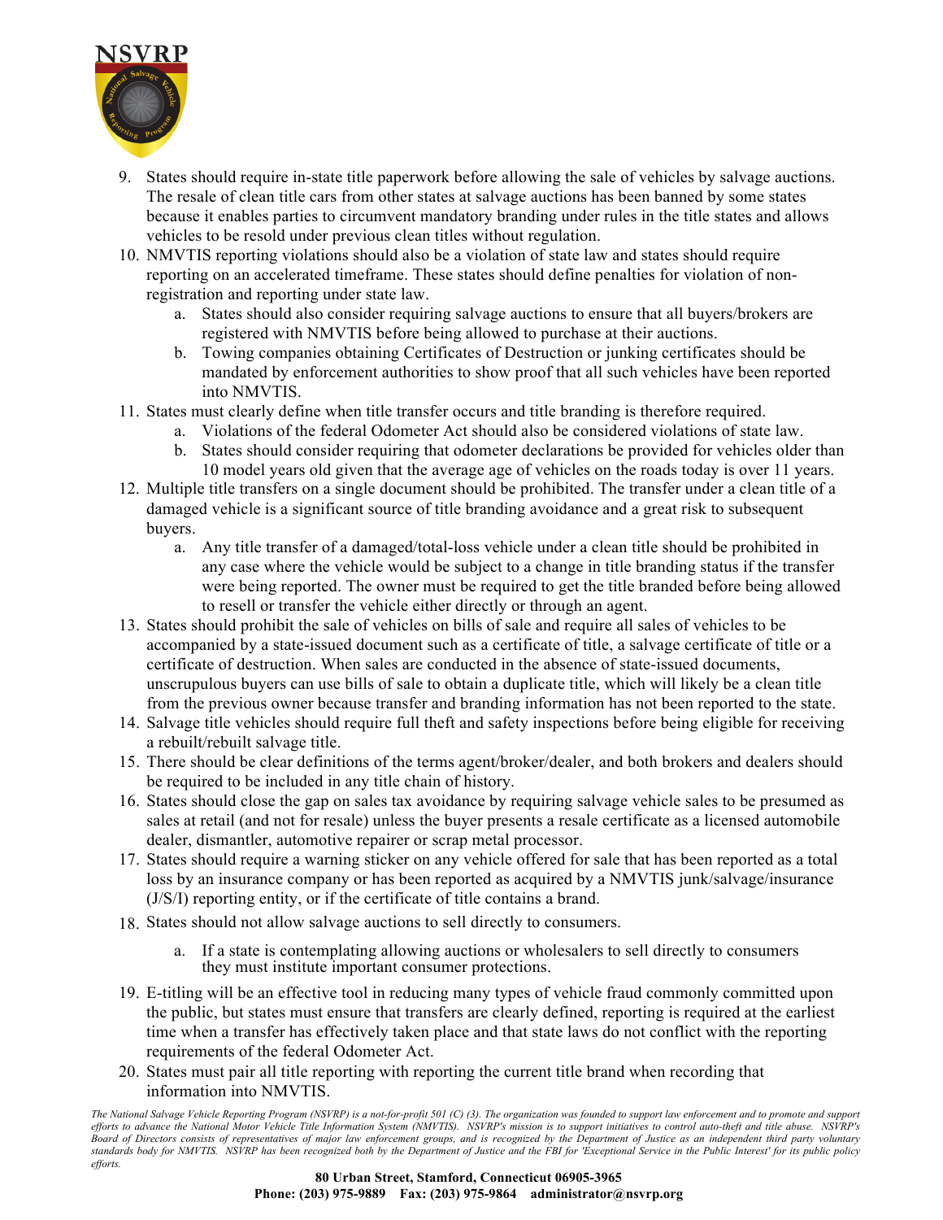9. States should require in-state title paperwork before allowing the sale of vehicles by salvage auctions. The resale of clean title cars from other states at salvage auctions has been banned by some states because it enables parties to circumvent mandatory branding under rules in the title states and allows vehicles to be resold under previous clean titles without regulation.
10. NMVTIS reporting violations should also be a violation of state law and states should require reporting on an accelerated timeframe. These states should define penalties for violation of non-registration and reporting under state law.
    a. States should also consider requiring salvage auctions to ensure that all buyers/brokers are registered with NMVTIS before being allowed to purchase at their auctions.
    b. Towing companies obtaining Certificates of Destruction or junking certificates should be mandated by enforcement authorities to show proof that all such vehicles have been reported into NMVTIS.
11. States must clearly define when title transfer occurs and title branding is therefore required.
    a. Violations of the federal Odometer Act should also be considered violations of state law.
    b. States should consider requiring that odometer declarations be provided for vehicles older than 10 model years old given that the average age of vehicles on the roads today is over 11 years.
12. Multiple title transfers on a single document should be prohibited. The transfer under a clean title of a damaged vehicle is a significant source of title branding avoidance and a great risk to subsequent buyers.
    a. Any title transfer of a damaged/total-loss vehicle under a clean title should be prohibited in any case where the vehicle would be subject to a change in title branding status if the transfer were being reported. The owner must be required to get the title branded before being allowed to resell or transfer the vehicle either directly or through an agent.
13. States should prohibit the sale of vehicles on bills of sale and require all sales of vehicles to be accompanied by a state-issued document such as a certificate of title, a salvage certificate of title or a certificate of destruction. When sales are conducted in the absence of state-issued documents, unscrupulous buyers can use bills of sale to obtain a duplicate title, which will likely be a clean title from the previous owner because transfer and branding information has not been reported to the state.
14. Salvage title vehicles should require full theft and safety inspections before being eligible for receiving a rebuilt/rebuilt salvage title.
15. There should be clear definitions of the terms agent/broker/dealer, and both brokers and dealers should be required to be included in any title chain of history.
16. States should close the gap on sales tax avoidance by requiring salvage vehicle sales to be presumed as sales at retail (and not for resale) unless the buyer presents a resale certificate as a licensed automobile dealer, dismantler, automotive repairer or scrap metal processor.
17. States should require a warning sticker on any vehicle offered for sale that has been reported as a total loss by an insurance company or has been reported as acquired by a NMVTIS junk/salvage/insurance (J/S/I) reporting entity, or if the certificate of title contains a brand.
18. States should not allow salvage auctions to sell directly to consumers.
    a. If a state is contemplating allowing auctions or wholesalers to sell directly to consumers they must institute important consumer protections.
19. E-titling will be an effective tool in reducing many types of vehicle fraud commonly committed upon the public, but states must ensure that transfers are clearly defined, reporting is required at the earliest time when a transfer has effectively taken place and that state laws do not conflict with the reporting requirements of the federal Odometer Act.
20. States must pair all title reporting with reporting the current title brand when recording that information into NMVTIS.